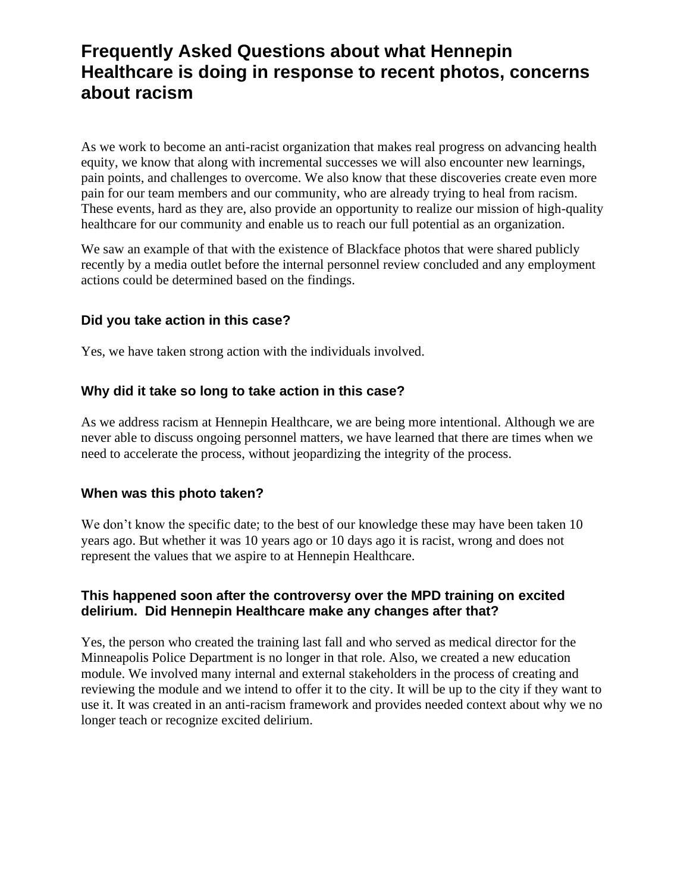# Frequently Asked Questions about what Hennepin Healthcare is doing in response to recent photos, concerns about racism

As we work to become an anti-racist organization that makes real progress on advancing health equity, we know that along with incremental successes we will also encounter new learnings, pain points, and challenges to overcome. We also know that these discoveries create even more pain for our team members and our community, who are already trying to heal from racism. These events, hard as they are, also provide an opportunity to realize our mission of high-quality healthcare for our community and enable us to reach our full potential as an organization.

We saw an example of that with the existence of Blackface photos that were shared publicly recently by a media outlet before the internal personnel review concluded and any employment actions could be determined based on the findings.

### Did you take action in this case?

Yes, we have taken strong action with the individuals involved.

### Why did it take so long to take action in this case?

As we address racism at Hennepin Healthcare, we are being more intentional. Although we are never able to discuss ongoing personnel matters, we have learned that there are times when we need to accelerate the process, without jeopardizing the integrity of the process.

### When was this photo taken?

We don't know the specific date; to the best of our knowledge these may have been taken 10 years ago. But whether it was 10 years ago or 10 days ago it is racist, wrong and does not represent the values that we aspire to at Hennepin Healthcare.

### This happened soon after the controversy over the MPD training on excited delirium. Did Hennepin Healthcare make any changes after that?

Yes, the person who created the training last fall and who served as medical director for the Minneapolis Police Department is no longer in that role. Also, we created a new education module. We involved many internal and external stakeholders in the process of creating and reviewing the module and we intend to offer it to the city. It will be up to the city if they want to use it. It was created in an anti-racism framework and provides needed context about why we no longer teach or recognize excited delirium.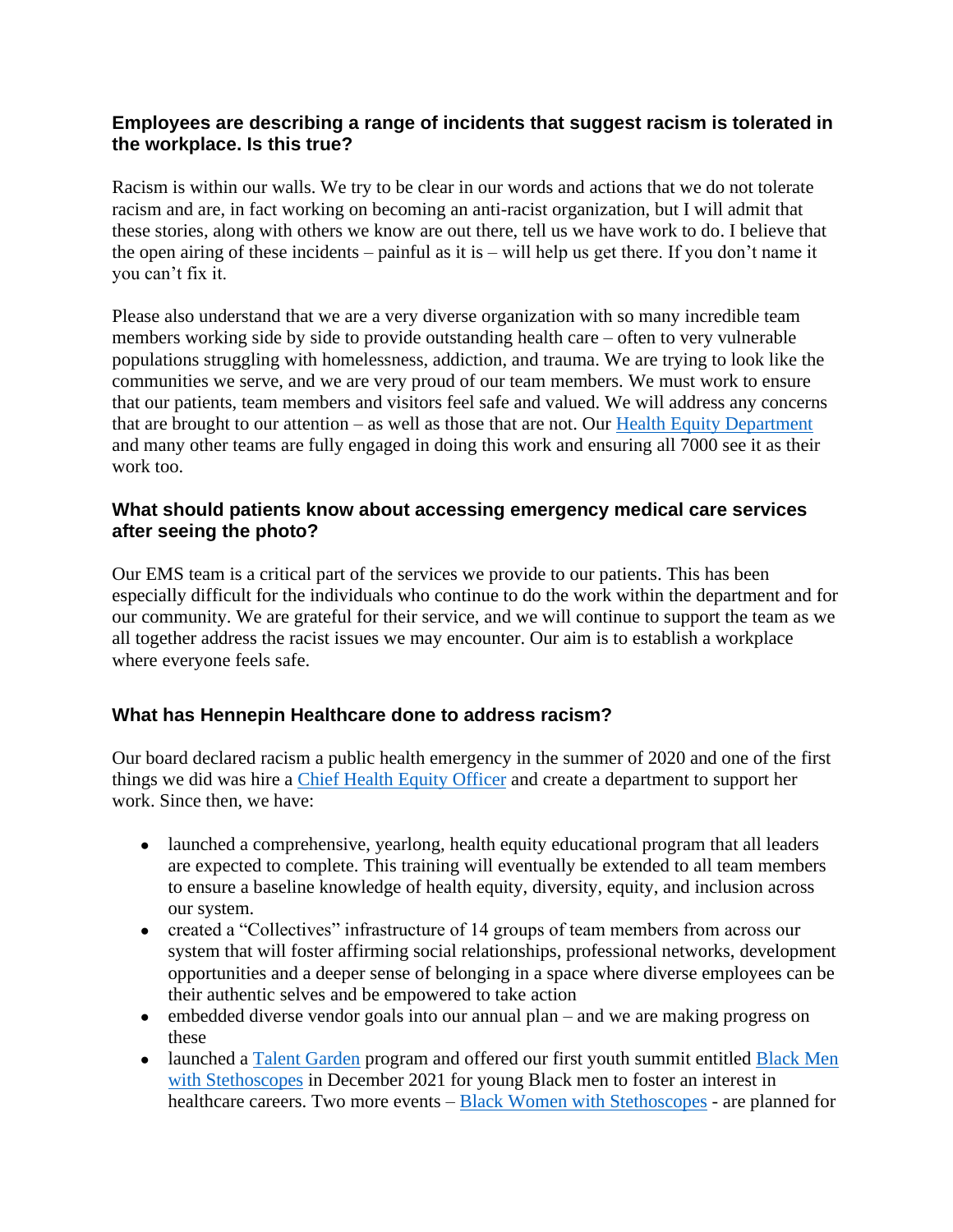### Employees are describing a range of incidents that suggest racism is tolerated in the workplace. Is this true?

Racism is within our walls. We try to be clear in our words and actions that we do not tolerate racism and are, in fact working on becoming an anti-racist organization, but I will admit that these stories, along with others we know are out there, tell us we have work to do. I believe that the open airing of these incidents – painful as it is – will help us get there. If you don't name it you can't fix it.

Please also understand that we are a very diverse organization with so many incredible team members working side by side to provide outstanding health care – often to very vulnerable populations struggling with homelessness, addiction, and trauma. We are trying to look like the communities we serve, and we are very proud of our team members. We must work to ensure that our patients, team members and visitors feel safe and valued. We will address any concerns that are brought to our attention – as well as those that are not. Our Health Equity Department and many other teams are fully engaged in doing this work and ensuring all 7000 see it as their work too.

### What should patients know about accessing emergency medical care services after seeing the photo?

Our EMS team is a critical part of the services we provide to our patients. This has been especially difficult for the individuals who continue to do the work within the department and for our community. We are grateful for their service, and we will continue to support the team as we all together address the racist issues we may encounter. Our aim is to establish a workplace where everyone feels safe.

### What has Hennepin Healthcare done to address racism?

Our board declared racism a public health emergency in the summer of 2020 and one of the first things we did was hire a Chief Health Equity Officer and create a department to support her work. Since then, we have:

- launched a comprehensive, yearlong, health equity educational program that all leaders are expected to complete. This training will eventually be extended to all team members to ensure a baseline knowledge of health equity, diversity, equity, and inclusion across our system.
- created a "Collectives" infrastructure of 14 groups of team members from across our system that will foster affirming social relationships, professional networks, development opportunities and a deeper sense of belonging in a space where diverse employees can be their authentic selves and be empowered to take action
- embedded diverse vendor goals into our annual plan – and we are making progress on these
- launched a Talent Garden program and offered our first youth summit entitled Black Men with Stethoscopes in December 2021 for young Black men to foster an interest in healthcare careers. Two more events – Black Women with Stethoscopes - are planned for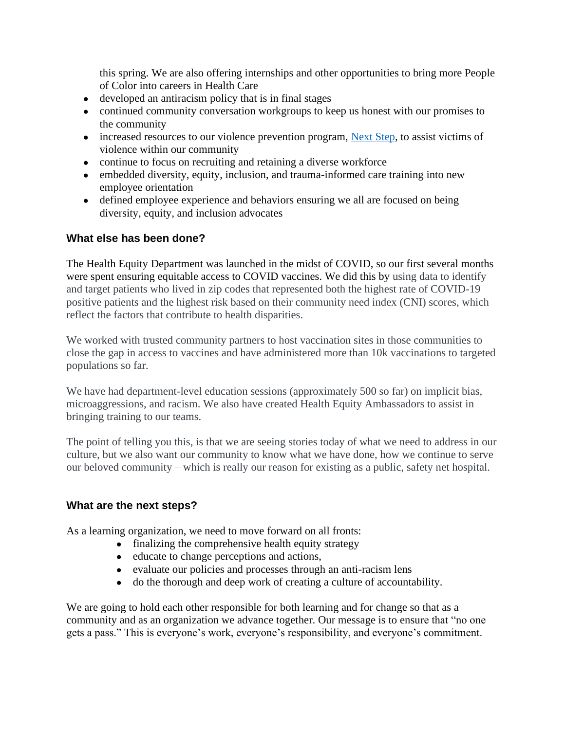this spring. We are also offering internships and other opportunities to bring more People of Color into careers in Health Care

- developed an antiracism policy that is in final stages
- continued community conversation workgroups to keep us honest with our promises to the community
- increased resources to our violence prevention program, [Next Step](), to assist victims of violence within our community
- continue to focus on recruiting and retaining a diverse workforce
- embedded diversity, equity, inclusion, and trauma-informed care training into new employee orientation
- defined employee experience and behaviors ensuring we all are focused on being diversity, equity, and inclusion advocates

### What else has been done?

The Health Equity Department was launched in the midst of COVID, so our first several months were spent ensuring equitable access to COVID vaccines. We did this by using data to identify and target patients who lived in zip codes that represented both the highest rate of COVID-19 positive patients and the highest risk based on their community need index (CNI) scores, which reflect the factors that contribute to health disparities.

We worked with trusted community partners to host vaccination sites in those communities to close the gap in access to vaccines and have administered more than 10k vaccinations to targeted populations so far.

We have had department-level education sessions (approximately 500 so far) on implicit bias, microaggressions, and racism. We also have created Health Equity Ambassadors to assist in bringing training to our teams.

The point of telling you this, is that we are seeing stories today of what we need to address in our culture, but we also want our community to know what we have done, how we continue to serve our beloved community – which is really our reason for existing as a public, safety net hospital.

### What are the next steps?

As a learning organization, we need to move forward on all fronts:

- finalizing the comprehensive health equity strategy
- educate to change perceptions and actions,
- evaluate our policies and processes through an anti-racism lens
- do the thorough and deep work of creating a culture of accountability.

We are going to hold each other responsible for both learning and for change so that as a community and as an organization we advance together. Our message is to ensure that "no one gets a pass." This is everyone's work, everyone's responsibility, and everyone's commitment.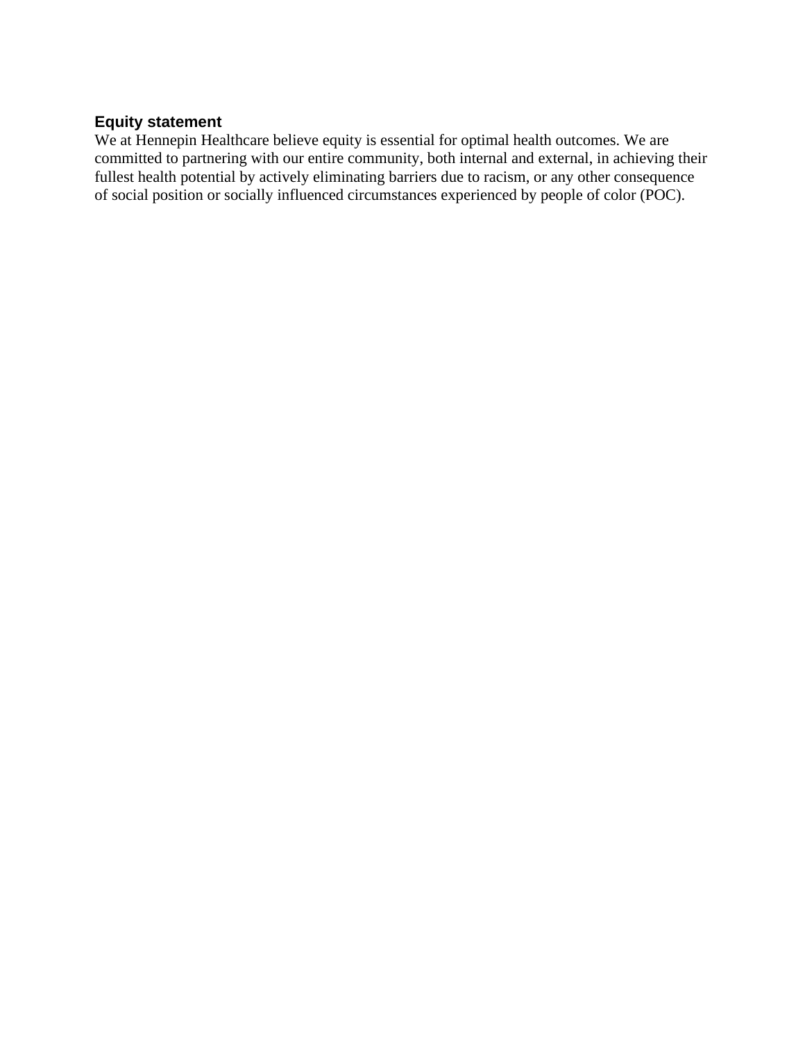### Equity statement

We at Hennepin Healthcare believe equity is essential for optimal health outcomes. We are committed to partnering with our entire community, both internal and external, in achieving their fullest health potential by actively eliminating barriers due to racism, or any other consequence of social position or socially influenced circumstances experienced by people of color (POC).